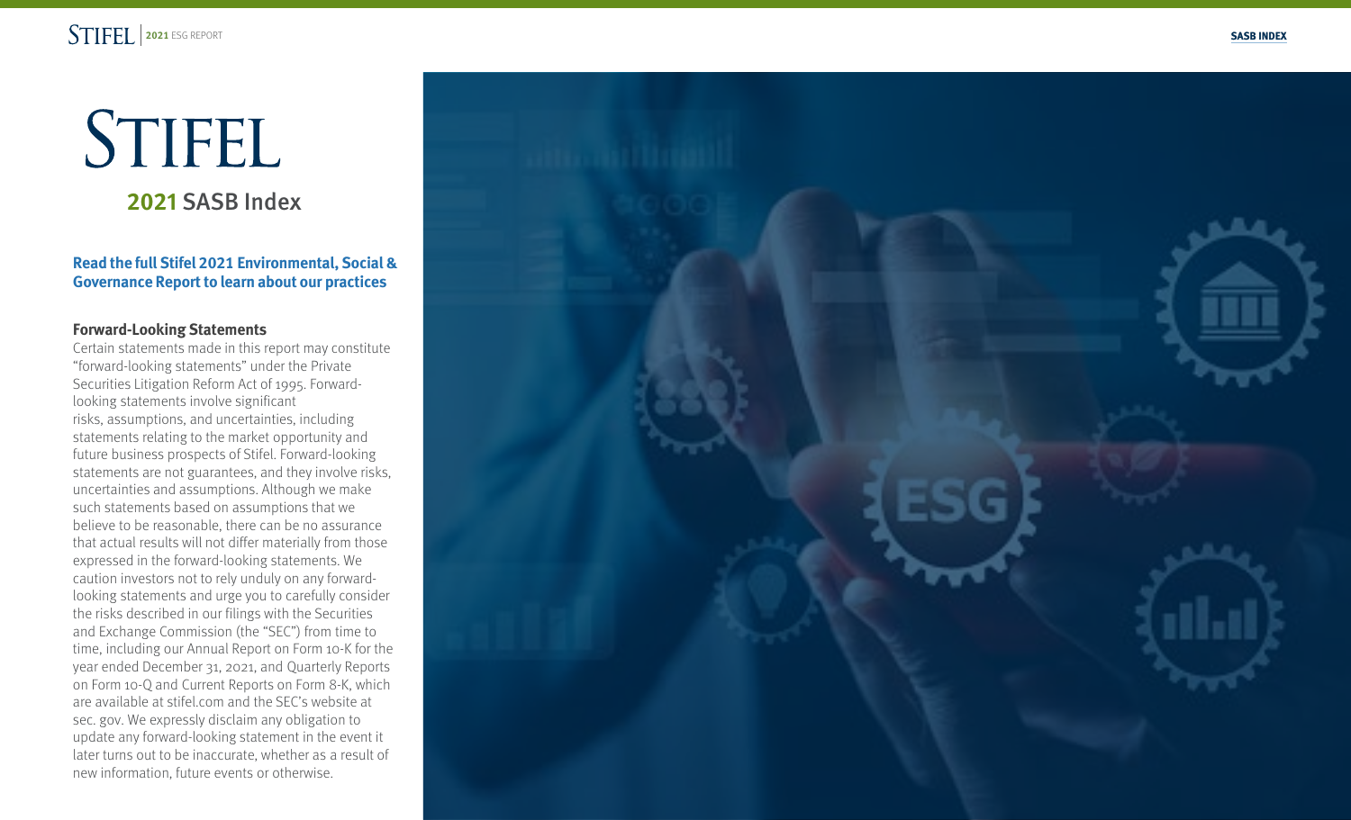# STIFEL

## 2021 SASB Index

**Read the full Stifel 2021 Environmental, Social & Governance Report to learn about our practices**

### Forward-Looking Statements

Certain statements made in this report may constitute "forward-looking statements" under the Private Securities Litigation Reform Act of 1995. Forward-looking statements involve significant risks, assumptions, and uncertainties, including statements relating to the market opportunity and future business prospects of Stifel. Forward-looking statements are not guarantees, and they involve risks, uncertainties and assumptions. Although we make such statements based on assumptions that we believe to be reasonable, there can be no assurance that actual results will not differ materially from those expressed in the forward-looking statements. We caution investors not to rely unduly on any forward-looking statements and urge you to carefully consider the risks described in our filings with the Securities and Exchange Commission (the "SEC") from time to time, including our Annual Report on Form 10-K for the year ended December 31, 2021, and Quarterly Reports on Form 10-Q and Current Reports on Form 8-K, which are available at stifel.com and the SEC's website at sec. gov. We expressly disclaim any obligation to update any forward-looking statement in the event it later turns out to be inaccurate, whether as a result of new information, future events or otherwise.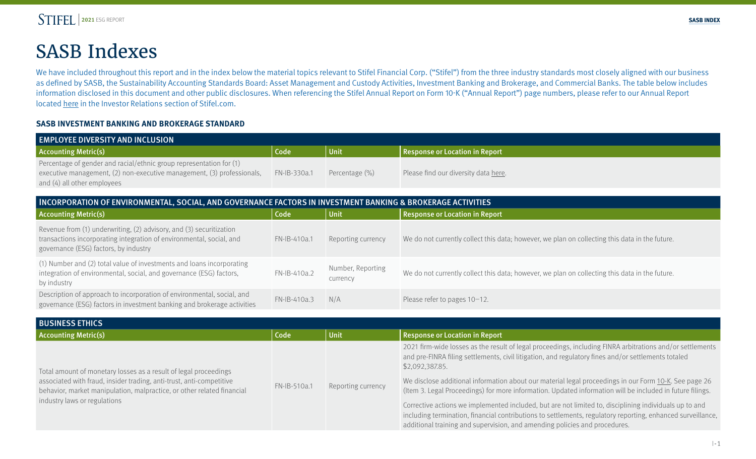# SASB Indexes

We have included throughout this report and in the index below the material topics relevant to Stifel Financial Corp. ("Stifel") from the three industry standards most closely aligned with our business as defined by SASB, the Sustainability Accounting Standards Board: Asset Management and Custody Activities, Investment Banking and Brokerage, and Commercial Banks. The table below includes information disclosed in this document and other public disclosures. When referencing the Stifel Annual Report on Form 10-K ("Annual Report") page numbers, please refer to our Annual Report located here in the Investor Relations section of Stifel.com.

### SASB INVESTMENT BANKING AND BROKERAGE STANDARD

**EMPLOYEE DIVERSITY AND INCLUSION**

| Accounting Metric(s) | Code | Unit | Response or Location in Report |
|---|---|---|---|
| Percentage of gender and racial/ethnic group representation for (1) executive management, (2) non-executive management, (3) professionals, and (4) all other employees | FN-IB-330a.1 | Percentage (%) | Please find our diversity data here. |

**INCORPORATION OF ENVIRONMENTAL, SOCIAL, AND GOVERNANCE FACTORS IN INVESTMENT BANKING & BROKERAGE ACTIVITIES**

| Accounting Metric(s) | Code | Unit | Response or Location in Report |
|---|---|---|---|
| Revenue from (1) underwriting, (2) advisory, and (3) securitization transactions incorporating integration of environmental, social, and governance (ESG) factors, by industry | FN-IB-410a.1 | Reporting currency | We do not currently collect this data; however, we plan on collecting this data in the future. |
| (1) Number and (2) total value of investments and loans incorporating integration of environmental, social, and governance (ESG) factors, by industry | FN-IB-410a.2 | Number, Reporting currency | We do not currently collect this data; however, we plan on collecting this data in the future. |
| Description of approach to incorporation of environmental, social, and governance (ESG) factors in investment banking and brokerage activities | FN-IB-410a.3 | N/A | Please refer to pages 10–12. |

**BUSINESS ETHICS**

| Accounting Metric(s) | Code | Unit | Response or Location in Report |
|---|---|---|---|
| Total amount of monetary losses as a result of legal proceedings associated with fraud, insider trading, anti-trust, anti-competitive behavior, market manipulation, malpractice, or other related financial industry laws or regulations | FN-IB-510a.1 | Reporting currency | 2021 firm-wide losses as the result of legal proceedings, including FINRA arbitrations and/or settlements and pre-FINRA filing settlements, civil litigation, and regulatory fines and/or settlements totaled \$2,092,387.85.<br><br>We disclose additional information about our material legal proceedings in our Form 10-K. See page 26 (Item 3. Legal Proceedings) for more information. Updated information will be included in future filings.<br><br>Corrective actions we implemented included, but are not limited to, disciplining individuals up to and including termination, financial contributions to settlements, regulatory reporting, enhanced surveillance, additional training and supervision, and amending policies and procedures. |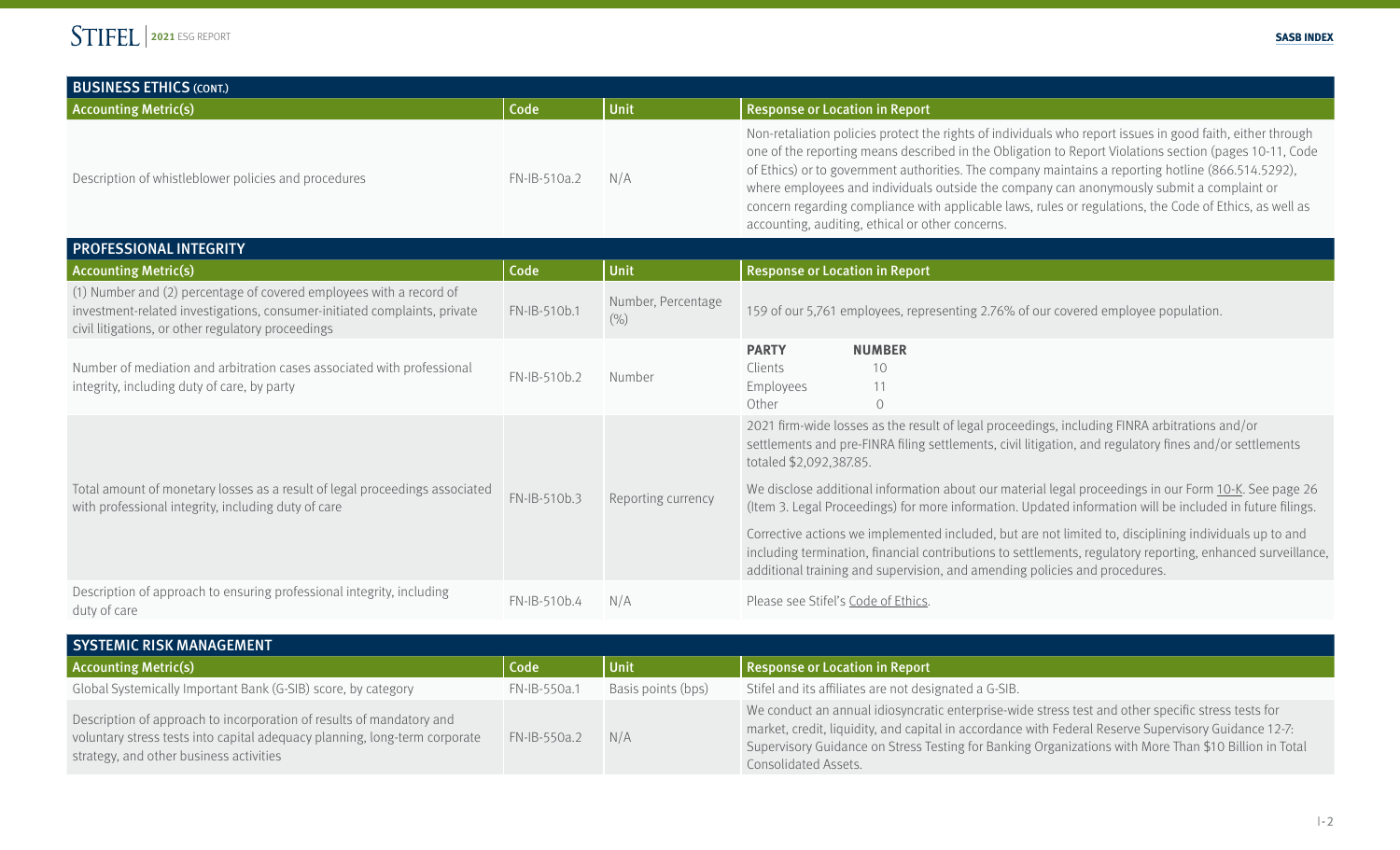## BUSINESS ETHICS (CONT.)

| Accounting Metric(s) | Code | Unit | Response or Location in Report |
|---|---|---|---|
| Description of whistleblower policies and procedures | FN-IB-510a.2 | N/A | Non-retaliation policies protect the rights of individuals who report issues in good faith, either through one of the reporting means described in the Obligation to Report Violations section (pages 10-11, Code of Ethics) or to government authorities. The company maintains a reporting hotline (866.514.5292), where employees and individuals outside the company can anonymously submit a complaint or concern regarding compliance with applicable laws, rules or regulations, the Code of Ethics, as well as accounting, auditing, ethical or other concerns. |

## PROFESSIONAL INTEGRITY

| Accounting Metric(s) | Code | Unit | Response or Location in Report |
|---|---|---|---|
| (1) Number and (2) percentage of covered employees with a record of investment-related investigations, consumer-initiated complaints, private civil litigations, or other regulatory proceedings | FN-IB-510b.1 | Number, Percentage (%) | 159 of our 5,761 employees, representing 2.76% of our covered employee population. |
| Number of mediation and arbitration cases associated with professional integrity, including duty of care, by party | FN-IB-510b.2 | Number | **PARTY** / **NUMBER**<br>Clients: 10<br>Employees: 11<br>Other: 0 |
| Total amount of monetary losses as a result of legal proceedings associated with professional integrity, including duty of care | FN-IB-510b.3 | Reporting currency | 2021 firm-wide losses as the result of legal proceedings, including FINRA arbitrations and/or settlements and pre-FINRA filing settlements, civil litigation, and regulatory fines and/or settlements totaled $2,092,387.85.<br><br>We disclose additional information about our material legal proceedings in our Form 10-K. See page 26 (Item 3. Legal Proceedings) for more information. Updated information will be included in future filings.<br><br>Corrective actions we implemented included, but are not limited to, disciplining individuals up to and including termination, financial contributions to settlements, regulatory reporting, enhanced surveillance, additional training and supervision, and amending policies and procedures. |
| Description of approach to ensuring professional integrity, including duty of care | FN-IB-510b.4 | N/A | Please see Stifel's Code of Ethics. |

## SYSTEMIC RISK MANAGEMENT

| Accounting Metric(s) | Code | Unit | Response or Location in Report |
|---|---|---|---|
| Global Systemically Important Bank (G-SIB) score, by category | FN-IB-550a.1 | Basis points (bps) | Stifel and its affiliates are not designated a G-SIB. |
| Description of approach to incorporation of results of mandatory and voluntary stress tests into capital adequacy planning, long-term corporate strategy, and other business activities | FN-IB-550a.2 | N/A | We conduct an annual idiosyncratic enterprise-wide stress test and other specific stress tests for market, credit, liquidity, and capital in accordance with Federal Reserve Supervisory Guidance 12-7: Supervisory Guidance on Stress Testing for Banking Organizations with More Than $10 Billion in Total Consolidated Assets. |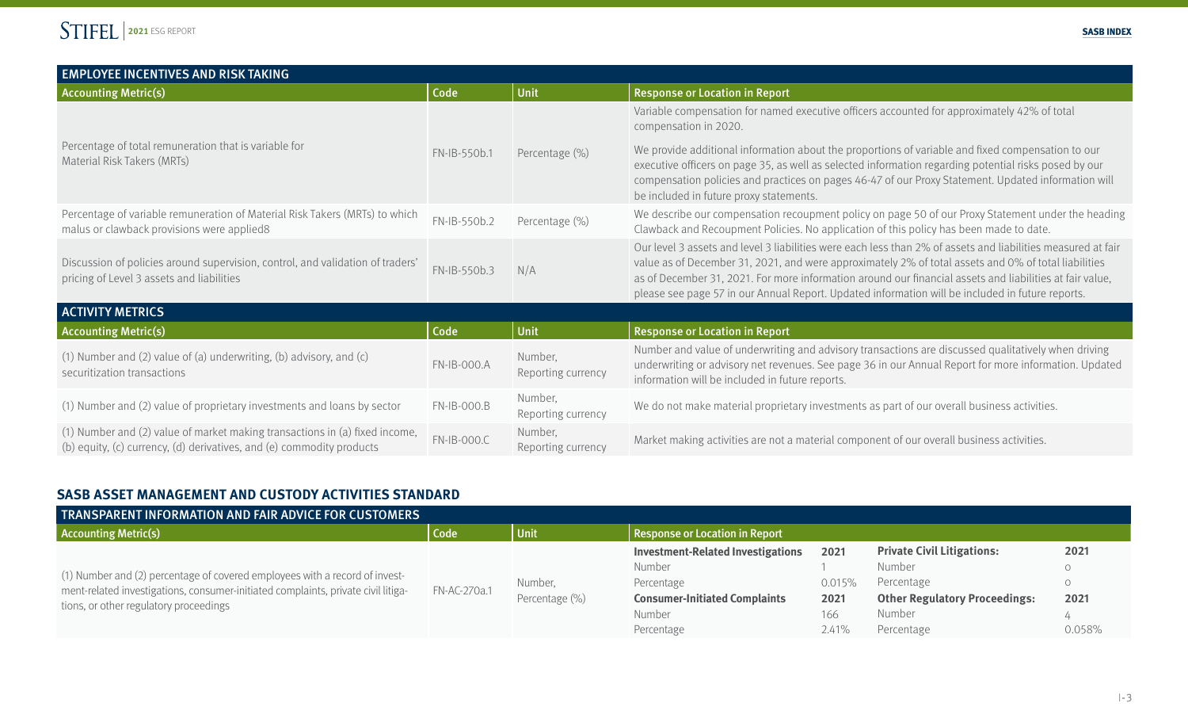| EMPLOYEE INCENTIVES AND RISK TAKING | | | |
|---|---|---|---|
| **Accounting Metric(s)** | **Code** | **Unit** | **Response or Location in Report** |
| Percentage of total remuneration that is variable for Material Risk Takers (MRTs) | FN-IB-550b.1 | Percentage (%) | Variable compensation for named executive officers accounted for approximately 42% of total compensation in 2020.<br><br>We provide additional information about the proportions of variable and fixed compensation to our executive officers on page 35, as well as selected information regarding potential risks posed by our compensation policies and practices on pages 46-47 of our Proxy Statement. Updated information will be included in future proxy statements. |
| Percentage of variable remuneration of Material Risk Takers (MRTs) to which malus or clawback provisions were applied8 | FN-IB-550b.2 | Percentage (%) | We describe our compensation recoupment policy on page 50 of our Proxy Statement under the heading Clawback and Recoupment Policies. No application of this policy has been made to date. |
| Discussion of policies around supervision, control, and validation of traders' pricing of Level 3 assets and liabilities | FN-IB-550b.3 | N/A | Our level 3 assets and level 3 liabilities were each less than 2% of assets and liabilities measured at fair value as of December 31, 2021, and were approximately 2% of total assets and 0% of total liabilities as of December 31, 2021. For more information around our financial assets and liabilities at fair value, please see page 57 in our Annual Report. Updated information will be included in future reports. |

| ACTIVITY METRICS | | | |
|---|---|---|---|
| **Accounting Metric(s)** | **Code** | **Unit** | **Response or Location in Report** |
| (1) Number and (2) value of (a) underwriting, (b) advisory, and (c) securitization transactions | FN-IB-000.A | Number, Reporting currency | Number and value of underwriting and advisory transactions are discussed qualitatively when driving underwriting or advisory net revenues. See page 36 in our Annual Report for more information. Updated information will be included in future reports. |
| (1) Number and (2) value of proprietary investments and loans by sector | FN-IB-000.B | Number, Reporting currency | We do not make material proprietary investments as part of our overall business activities. |
| (1) Number and (2) value of market making transactions in (a) fixed income, (b) equity, (c) currency, (d) derivatives, and (e) commodity products | FN-IB-000.C | Number, Reporting currency | Market making activities are not a material component of our overall business activities. |

## SASB ASSET MANAGEMENT AND CUSTODY ACTIVITIES STANDARD

| TRANSPARENT INFORMATION AND FAIR ADVICE FOR CUSTOMERS | | | | | | |
|---|---|---|---|---|---|---|
| **Accounting Metric(s)** | **Code** | **Unit** | **Response or Location in Report** | | | |
| (1) Number and (2) percentage of covered employees with a record of investment-related investigations, consumer-initiated complaints, private civil litigations, or other regulatory proceedings | FN-AC-270a.1 | Number, Percentage (%) | **Investment-Related Investigations** | **2021** | **Private Civil Litigations:** | **2021** |
| | | | Number | 1 | Number | 0 |
| | | | Percentage | 0.015% | Percentage | 0 |
| | | | **Consumer-Initiated Complaints** | **2021** | **Other Regulatory Proceedings:** | **2021** |
| | | | Number | 166 | Number | 4 |
| | | | Percentage | 2.41% | Percentage | 0.058% |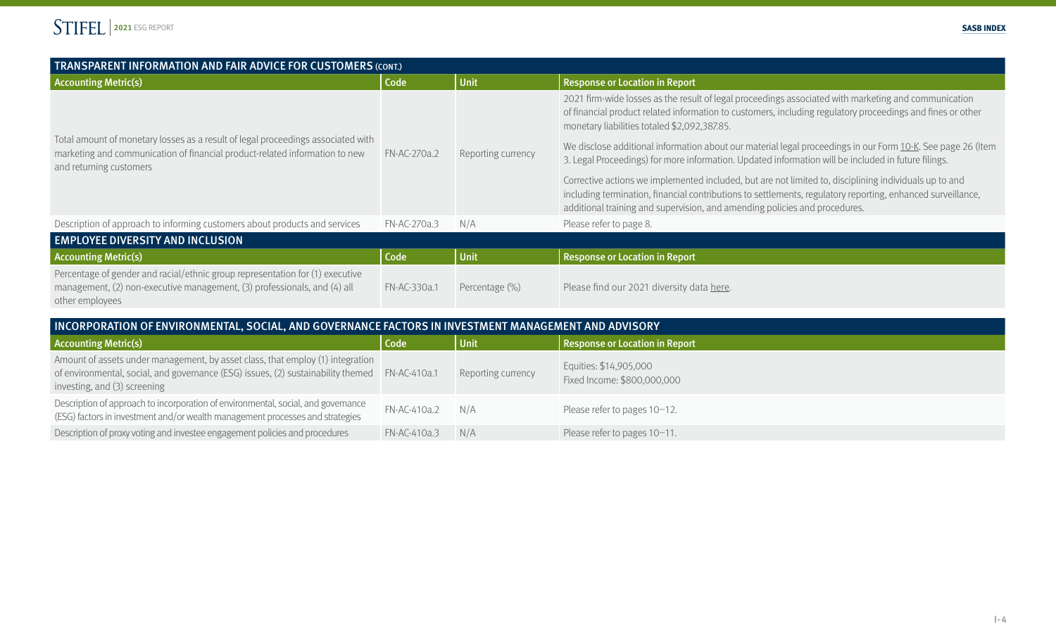## TRANSPARENT INFORMATION AND FAIR ADVICE FOR CUSTOMERS (CONT.)

| Accounting Metric(s) | Code | Unit | Response or Location in Report |
|---|---|---|---|
| Total amount of monetary losses as a result of legal proceedings associated with marketing and communication of financial product-related information to new and returning customers | FN-AC-270a.2 | Reporting currency | 2021 firm-wide losses as the result of legal proceedings associated with marketing and communication of financial product related information to customers, including regulatory proceedings and fines or other monetary liabilities totaled $2,092,387.85.<br><br>We disclose additional information about our material legal proceedings in our Form 10-K. See page 26 (Item 3. Legal Proceedings) for more information. Updated information will be included in future filings.<br><br>Corrective actions we implemented included, but are not limited to, disciplining individuals up to and including termination, financial contributions to settlements, regulatory reporting, enhanced surveillance, additional training and supervision, and amending policies and procedures. |
| Description of approach to informing customers about products and services | FN-AC-270a.3 | N/A | Please refer to page 8. |

## EMPLOYEE DIVERSITY AND INCLUSION

| Accounting Metric(s) | Code | Unit | Response or Location in Report |
|---|---|---|---|
| Percentage of gender and racial/ethnic group representation for (1) executive management, (2) non-executive management, (3) professionals, and (4) all other employees | FN-AC-330a.1 | Percentage (%) | Please find our 2021 diversity data here. |

## INCORPORATION OF ENVIRONMENTAL, SOCIAL, AND GOVERNANCE FACTORS IN INVESTMENT MANAGEMENT AND ADVISORY

| Accounting Metric(s) | Code | Unit | Response or Location in Report |
|---|---|---|---|
| Amount of assets under management, by asset class, that employ (1) integration of environmental, social, and governance (ESG) issues, (2) sustainability themed investing, and (3) screening | FN-AC-410a.1 | Reporting currency | Equities: $14,905,000<br>Fixed Income: $800,000,000 |
| Description of approach to incorporation of environmental, social, and governance (ESG) factors in investment and/or wealth management processes and strategies | FN-AC-410a.2 | N/A | Please refer to pages 10–12. |
| Description of proxy voting and investee engagement policies and procedures | FN-AC-410a.3 | N/A | Please refer to pages 10–11. |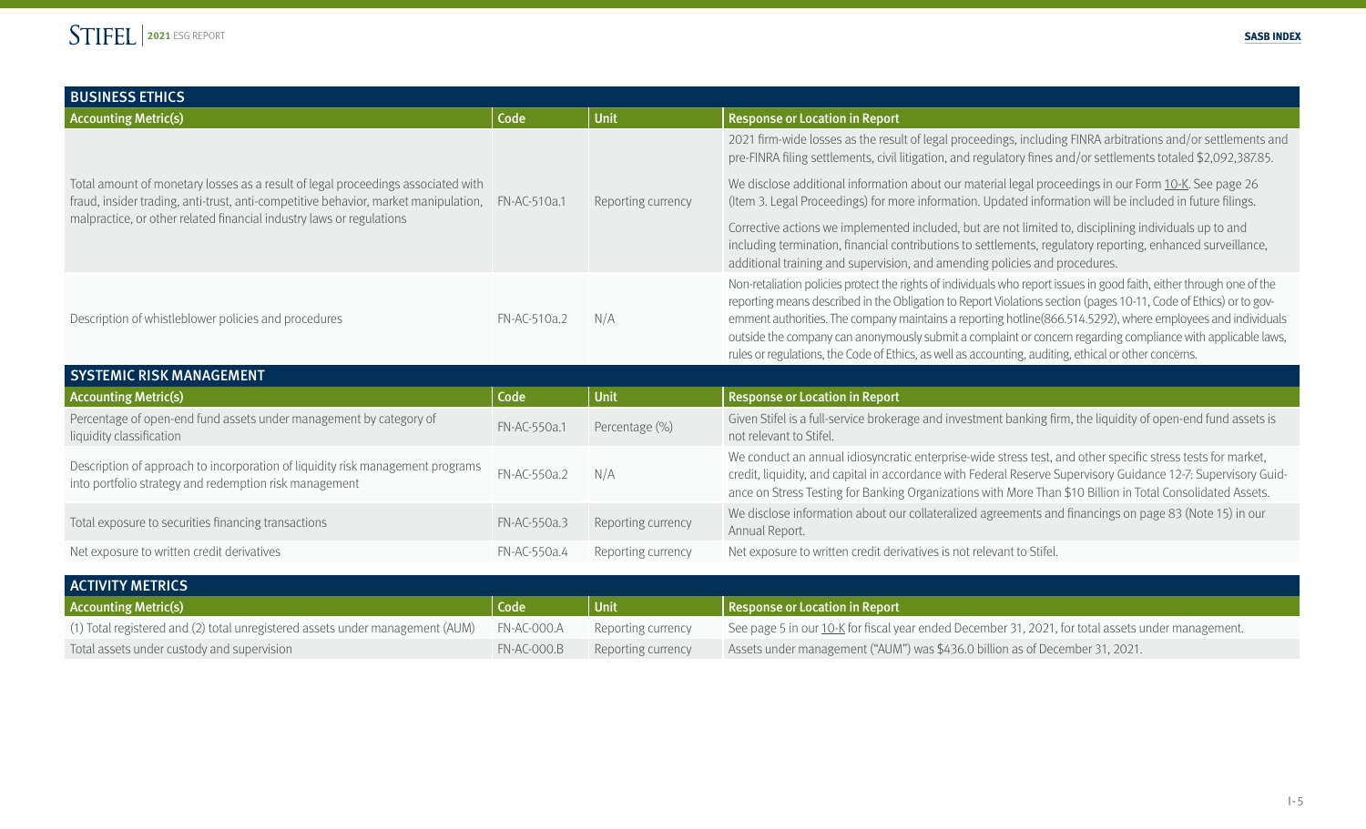## BUSINESS ETHICS

| Accounting Metric(s) | Code | Unit | Response or Location in Report |
|---|---|---|---|
| Total amount of monetary losses as a result of legal proceedings associated with fraud, insider trading, anti-trust, anti-competitive behavior, market manipulation, malpractice, or other related financial industry laws or regulations | FN-AC-510a.1 | Reporting currency | 2021 firm-wide losses as the result of legal proceedings, including FINRA arbitrations and/or settlements and pre-FINRA filing settlements, civil litigation, and regulatory fines and/or settlements totaled $2,092,387.85.<br><br>We disclose additional information about our material legal proceedings in our Form 10-K. See page 26 (Item 3. Legal Proceedings) for more information. Updated information will be included in future filings.<br><br>Corrective actions we implemented included, but are not limited to, disciplining individuals up to and including termination, financial contributions to settlements, regulatory reporting, enhanced surveillance, additional training and supervision, and amending policies and procedures. |
| Description of whistleblower policies and procedures | FN-AC-510a.2 | N/A | Non-retaliation policies protect the rights of individuals who report issues in good faith, either through one of the reporting means described in the Obligation to Report Violations section (pages 10-11, Code of Ethics) or to government authorities. The company maintains a reporting hotline(866.514.5292), where employees and individuals outside the company can anonymously submit a complaint or concern regarding compliance with applicable laws, rules or regulations, the Code of Ethics, as well as accounting, auditing, ethical or other concerns. |

## SYSTEMIC RISK MANAGEMENT

| Accounting Metric(s) | Code | Unit | Response or Location in Report |
|---|---|---|---|
| Percentage of open-end fund assets under management by category of liquidity classification | FN-AC-550a.1 | Percentage (%) | Given Stifel is a full-service brokerage and investment banking firm, the liquidity of open-end fund assets is not relevant to Stifel. |
| Description of approach to incorporation of liquidity risk management programs into portfolio strategy and redemption risk management | FN-AC-550a.2 | N/A | We conduct an annual idiosyncratic enterprise-wide stress test, and other specific stress tests for market, credit, liquidity, and capital in accordance with Federal Reserve Supervisory Guidance 12-7: Supervisory Guidance on Stress Testing for Banking Organizations with More Than $10 Billion in Total Consolidated Assets. |
| Total exposure to securities financing transactions | FN-AC-550a.3 | Reporting currency | We disclose information about our collateralized agreements and financings on page 83 (Note 15) in our Annual Report. |
| Net exposure to written credit derivatives | FN-AC-550a.4 | Reporting currency | Net exposure to written credit derivatives is not relevant to Stifel. |

## ACTIVITY METRICS

| Accounting Metric(s) | Code | Unit | Response or Location in Report |
|---|---|---|---|
| (1) Total registered and (2) total unregistered assets under management (AUM) | FN-AC-000.A | Reporting currency | See page 5 in our 10-K for fiscal year ended December 31, 2021, for total assets under management. |
| Total assets under custody and supervision | FN-AC-000.B | Reporting currency | Assets under management ("AUM") was $436.0 billion as of December 31, 2021. |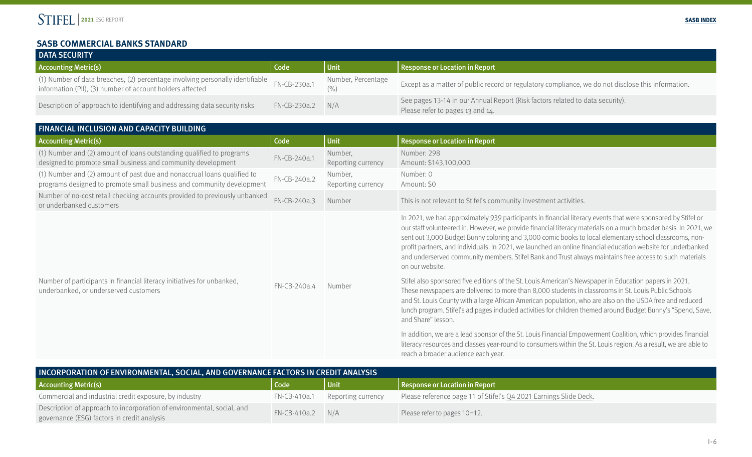## SASB COMMERCIAL BANKS STANDARD

### DATA SECURITY

| Accounting Metric(s) | Code | Unit | Response or Location in Report |
|---|---|---|---|
| (1) Number of data breaches, (2) percentage involving personally identifiable information (PII), (3) number of account holders affected | FN-CB-230a.1 | Number, Percentage (%) | Except as a matter of public record or regulatory compliance, we do not disclose this information. |
| Description of approach to identifying and addressing data security risks | FN-CB-230a.2 | N/A | See pages 13-14 in our Annual Report (Risk factors related to data security). Please refer to pages 13 and 14. |

### FINANCIAL INCLUSION AND CAPACITY BUILDING

| Accounting Metric(s) | Code | Unit | Response or Location in Report |
|---|---|---|---|
| (1) Number and (2) amount of loans outstanding qualified to programs designed to promote small business and community development | FN-CB-240a.1 | Number, Reporting currency | Number: 298<br>Amount: $143,100,000 |
| (1) Number and (2) amount of past due and nonaccrual loans qualified to programs designed to promote small business and community development | FN-CB-240a.2 | Number, Reporting currency | Number: 0<br>Amount: $0 |
| Number of no-cost retail checking accounts provided to previously unbanked or underbanked customers | FN-CB-240a.3 | Number | This is not relevant to Stifel's community investment activities. |
| Number of participants in financial literacy initiatives for unbanked, underbanked, or underserved customers | FN-CB-240a.4 | Number | In 2021, we had approximately 939 participants in financial literacy events that were sponsored by Stifel or our staff volunteered in. However, we provide financial literacy materials on a much broader basis. In 2021, we sent out 3,000 Budget Bunny coloring and 3,000 comic books to local elementary school classrooms, non-profit partners, and individuals. In 2021, we launched an online financial education website for underbanked and underserved community members. Stifel Bank and Trust always maintains free access to such materials on our website.<br><br>Stifel also sponsored five editions of the St. Louis American's Newspaper in Education papers in 2021. These newspapers are delivered to more than 8,000 students in classrooms in St. Louis Public Schools and St. Louis County with a large African American population, who are also on the USDA free and reduced lunch program. Stifel's ad pages included activities for children themed around Budget Bunny's "Spend, Save, and Share" lesson.<br><br>In addition, we are a lead sponsor of the St. Louis Financial Empowerment Coalition, which provides financial literacy resources and classes year-round to consumers within the St. Louis region. As a result, we are able to reach a broader audience each year. |

### INCORPORATION OF ENVIRONMENTAL, SOCIAL, AND GOVERNANCE FACTORS IN CREDIT ANALYSIS

| Accounting Metric(s) | Code | Unit | Response or Location in Report |
|---|---|---|---|
| Commercial and industrial credit exposure, by industry | FN-CB-410a.1 | Reporting currency | Please reference page 11 of Stifel's Q4 2021 Earnings Slide Deck. |
| Description of approach to incorporation of environmental, social, and governance (ESG) factors in credit analysis | FN-CB-410a.2 | N/A | Please refer to pages 10–12. |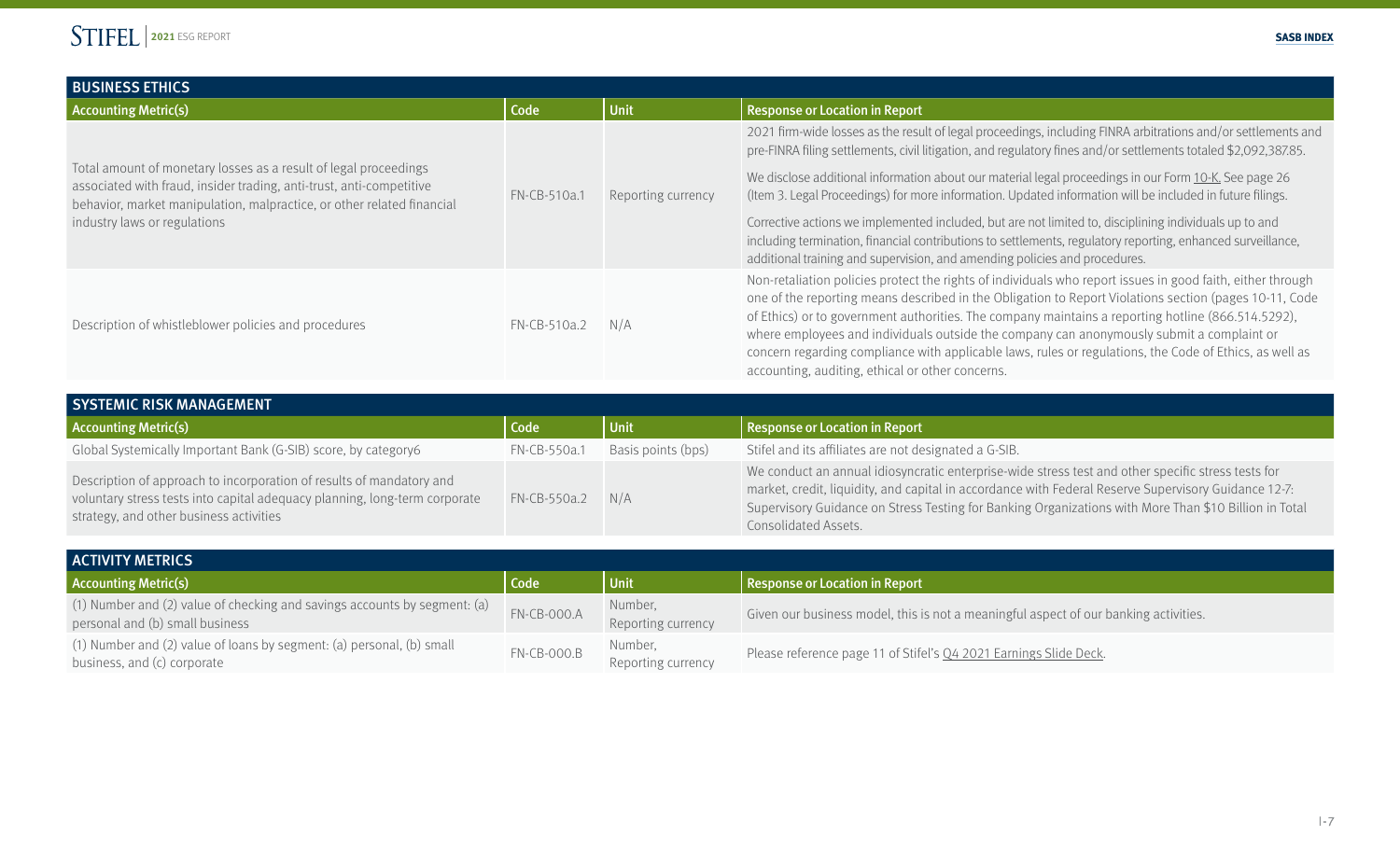## BUSINESS ETHICS

| Accounting Metric(s) | Code | Unit | Response or Location in Report |
|---|---|---|---|
| Total amount of monetary losses as a result of legal proceedings associated with fraud, insider trading, anti-trust, anti-competitive behavior, market manipulation, malpractice, or other related financial industry laws or regulations | FN-CB-510a.1 | Reporting currency | 2021 firm-wide losses as the result of legal proceedings, including FINRA arbitrations and/or settlements and pre-FINRA filing settlements, civil litigation, and regulatory fines and/or settlements totaled $2,092,387.85.<br><br>We disclose additional information about our material legal proceedings in our Form 10-K. See page 26 (Item 3. Legal Proceedings) for more information. Updated information will be included in future filings.<br><br>Corrective actions we implemented included, but are not limited to, disciplining individuals up to and including termination, financial contributions to settlements, regulatory reporting, enhanced surveillance, additional training and supervision, and amending policies and procedures. |
| Description of whistleblower policies and procedures | FN-CB-510a.2 | N/A | Non-retaliation policies protect the rights of individuals who report issues in good faith, either through one of the reporting means described in the Obligation to Report Violations section (pages 10-11, Code of Ethics) or to government authorities. The company maintains a reporting hotline (866.514.5292), where employees and individuals outside the company can anonymously submit a complaint or concern regarding compliance with applicable laws, rules or regulations, the Code of Ethics, as well as accounting, auditing, ethical or other concerns. |

## SYSTEMIC RISK MANAGEMENT

| Accounting Metric(s) | Code | Unit | Response or Location in Report |
|---|---|---|---|
| Global Systemically Important Bank (G-SIB) score, by category6 | FN-CB-550a.1 | Basis points (bps) | Stifel and its affiliates are not designated a G-SIB. |
| Description of approach to incorporation of results of mandatory and voluntary stress tests into capital adequacy planning, long-term corporate strategy, and other business activities | FN-CB-550a.2 | N/A | We conduct an annual idiosyncratic enterprise-wide stress test and other specific stress tests for market, credit, liquidity, and capital in accordance with Federal Reserve Supervisory Guidance 12-7: Supervisory Guidance on Stress Testing for Banking Organizations with More Than $10 Billion in Total Consolidated Assets. |

## ACTIVITY METRICS

| Accounting Metric(s) | Code | Unit | Response or Location in Report |
|---|---|---|---|
| (1) Number and (2) value of checking and savings accounts by segment: (a) personal and (b) small business | FN-CB-000.A | Number, Reporting currency | Given our business model, this is not a meaningful aspect of our banking activities. |
| (1) Number and (2) value of loans by segment: (a) personal, (b) small business, and (c) corporate | FN-CB-000.B | Number, Reporting currency | Please reference page 11 of Stifel's Q4 2021 Earnings Slide Deck. |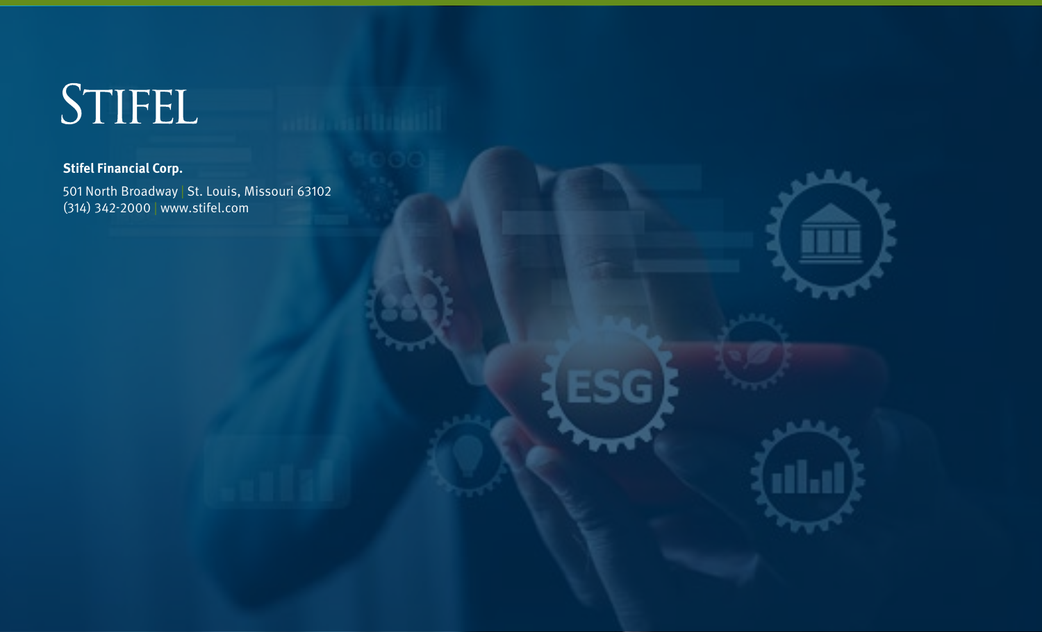# STIFEL

**Stifel Financial Corp.**

501 North Broadway | St. Louis, Missouri 63102
(314) 342-2000 | www.stifel.com